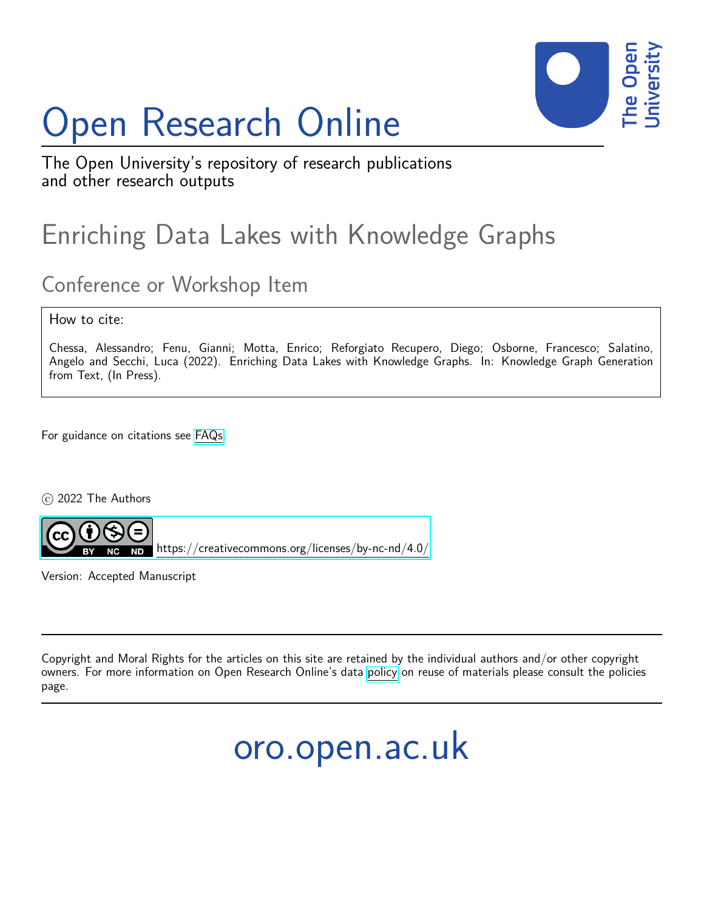# Open Research Online

The Open University's repository of research publications and other research outputs

## Enriching Data Lakes with Knowledge Graphs

### Conference or Workshop Item

How to cite:

Chessa, Alessandro; Fenu, Gianni; Motta, Enrico; Reforgiato Recupero, Diego; Osborne, Francesco; Salatino, Angelo and Secchi, Luca (2022). Enriching Data Lakes with Knowledge Graphs. In: Knowledge Graph Generation from Text, (In Press).

For guidance on citations see FAQs.

© 2022 The Authors

https://creativecommons.org/licenses/by-nc-nd/4.0/

Version: Accepted Manuscript

Copyright and Moral Rights for the articles on this site are retained by the individual authors and/or other copyright owners. For more information on Open Research Online's data policy on reuse of materials please consult the policies page.

oro.open.ac.uk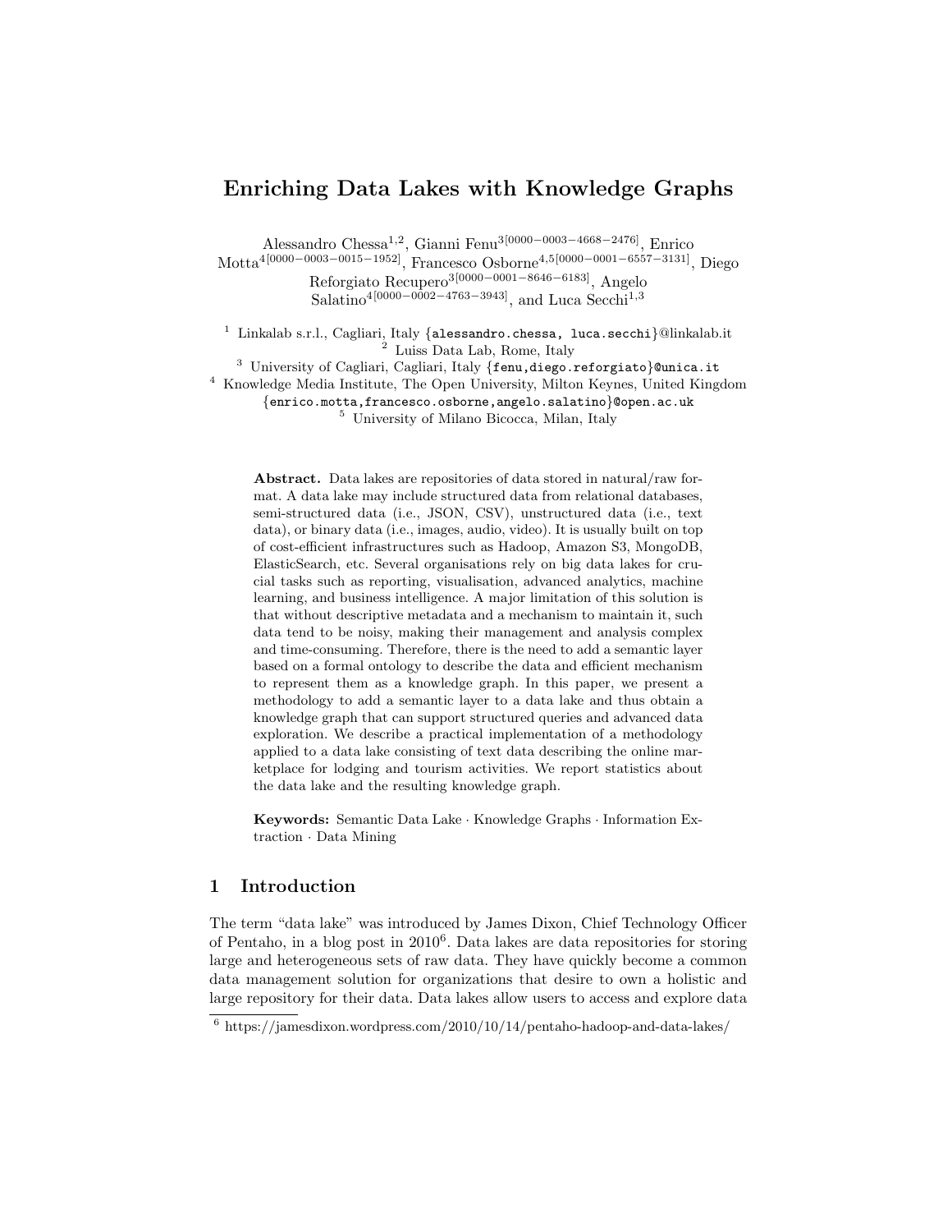# Enriching Data Lakes with Knowledge Graphs

Alessandro Chessa[1,2], Gianni Fenu[3[0000−0003−4668−2476]], Enrico Motta[4[0000−0003−0015−1952]], Francesco Osborne[4,5[0000−0001−6557−3131]], Diego Reforgiato Recupero[3[0000−0001−8646−6183]], Angelo Salatino[4[0000−0002−4763−3943]], and Luca Secchi[1,3]

[1] Linkalab s.r.l., Cagliari, Italy {`alessandro.chessa, luca.secchi`}@linkalab.it
[2] Luiss Data Lab, Rome, Italy
[3] University of Cagliari, Cagliari, Italy {`fenu,diego.reforgiato`}`@unica.it`
[4] Knowledge Media Institute, The Open University, Milton Keynes, United Kingdom {`enrico.motta,francesco.osborne,angelo.salatino`}`@open.ac.uk`
[5] University of Milano Bicocca, Milan, Italy

**Abstract.** Data lakes are repositories of data stored in natural/raw format. A data lake may include structured data from relational databases, semi-structured data (i.e., JSON, CSV), unstructured data (i.e., text data), or binary data (i.e., images, audio, video). It is usually built on top of cost-efficient infrastructures such as Hadoop, Amazon S3, MongoDB, ElasticSearch, etc. Several organisations rely on big data lakes for crucial tasks such as reporting, visualisation, advanced analytics, machine learning, and business intelligence. A major limitation of this solution is that without descriptive metadata and a mechanism to maintain it, such data tend to be noisy, making their management and analysis complex and time-consuming. Therefore, there is the need to add a semantic layer based on a formal ontology to describe the data and efficient mechanism to represent them as a knowledge graph. In this paper, we present a methodology to add a semantic layer to a data lake and thus obtain a knowledge graph that can support structured queries and advanced data exploration. We describe a practical implementation of a methodology applied to a data lake consisting of text data describing the online marketplace for lodging and tourism activities. We report statistics about the data lake and the resulting knowledge graph.

**Keywords:** Semantic Data Lake · Knowledge Graphs · Information Extraction · Data Mining

## 1 Introduction

The term "data lake" was introduced by James Dixon, Chief Technology Officer of Pentaho, in a blog post in 2010[6]. Data lakes are data repositories for storing large and heterogeneous sets of raw data. They have quickly become a common data management solution for organizations that desire to own a holistic and large repository for their data. Data lakes allow users to access and explore data

[6] https://jamesdixon.wordpress.com/2010/10/14/pentaho-hadoop-and-data-lakes/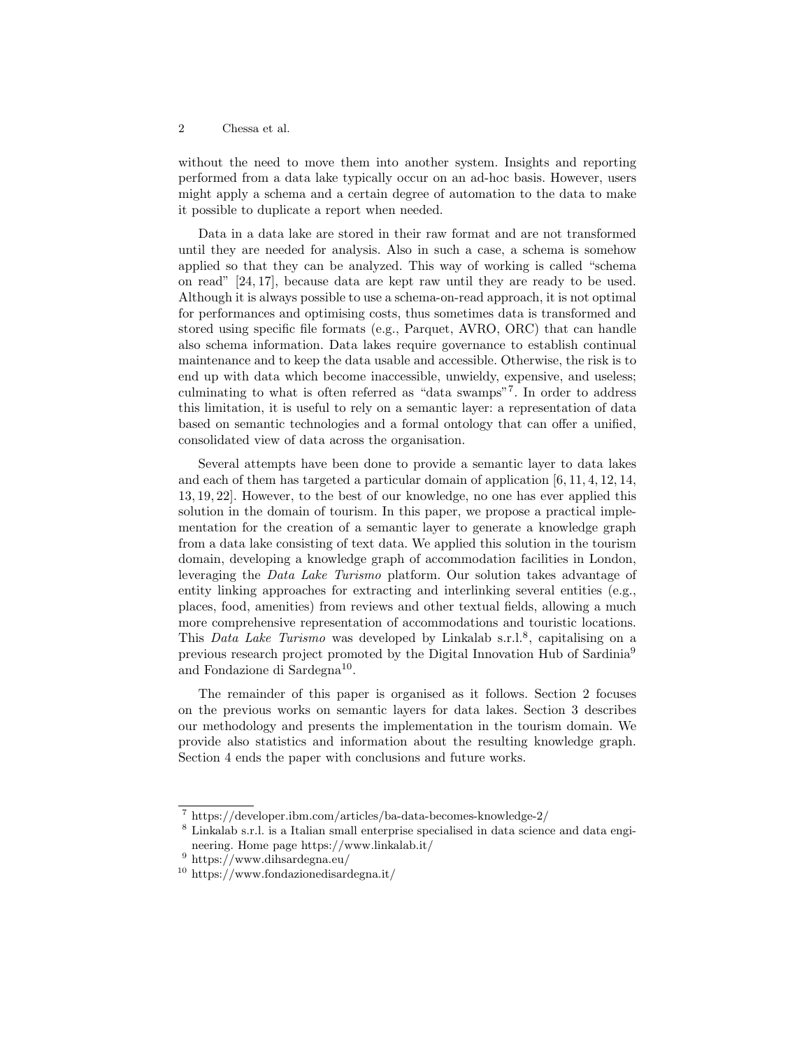without the need to move them into another system. Insights and reporting performed from a data lake typically occur on an ad-hoc basis. However, users might apply a schema and a certain degree of automation to the data to make it possible to duplicate a report when needed.

Data in a data lake are stored in their raw format and are not transformed until they are needed for analysis. Also in such a case, a schema is somehow applied so that they can be analyzed. This way of working is called "schema on read" [24, 17], because data are kept raw until they are ready to be used. Although it is always possible to use a schema-on-read approach, it is not optimal for performances and optimising costs, thus sometimes data is transformed and stored using specific file formats (e.g., Parquet, AVRO, ORC) that can handle also schema information. Data lakes require governance to establish continual maintenance and to keep the data usable and accessible. Otherwise, the risk is to end up with data which become inaccessible, unwieldy, expensive, and useless; culminating to what is often referred as "data swamps"[7]. In order to address this limitation, it is useful to rely on a semantic layer: a representation of data based on semantic technologies and a formal ontology that can offer a unified, consolidated view of data across the organisation.

Several attempts have been done to provide a semantic layer to data lakes and each of them has targeted a particular domain of application [6, 11, 4, 12, 14, 13, 19, 22]. However, to the best of our knowledge, no one has ever applied this solution in the domain of tourism. In this paper, we propose a practical implementation for the creation of a semantic layer to generate a knowledge graph from a data lake consisting of text data. We applied this solution in the tourism domain, developing a knowledge graph of accommodation facilities in London, leveraging the *Data Lake Turismo* platform. Our solution takes advantage of entity linking approaches for extracting and interlinking several entities (e.g., places, food, amenities) from reviews and other textual fields, allowing a much more comprehensive representation of accommodations and touristic locations. This *Data Lake Turismo* was developed by Linkalab s.r.l.[8], capitalising on a previous research project promoted by the Digital Innovation Hub of Sardinia[9] and Fondazione di Sardegna[10].

The remainder of this paper is organised as it follows. Section 2 focuses on the previous works on semantic layers for data lakes. Section 3 describes our methodology and presents the implementation in the tourism domain. We provide also statistics and information about the resulting knowledge graph. Section 4 ends the paper with conclusions and future works.

---

[7] https://developer.ibm.com/articles/ba-data-becomes-knowledge-2/

[8] Linkalab s.r.l. is a Italian small enterprise specialised in data science and data engineering. Home page https://www.linkalab.it/

[9] https://www.dihsardegna.eu/

[10] https://www.fondazionedisardegna.it/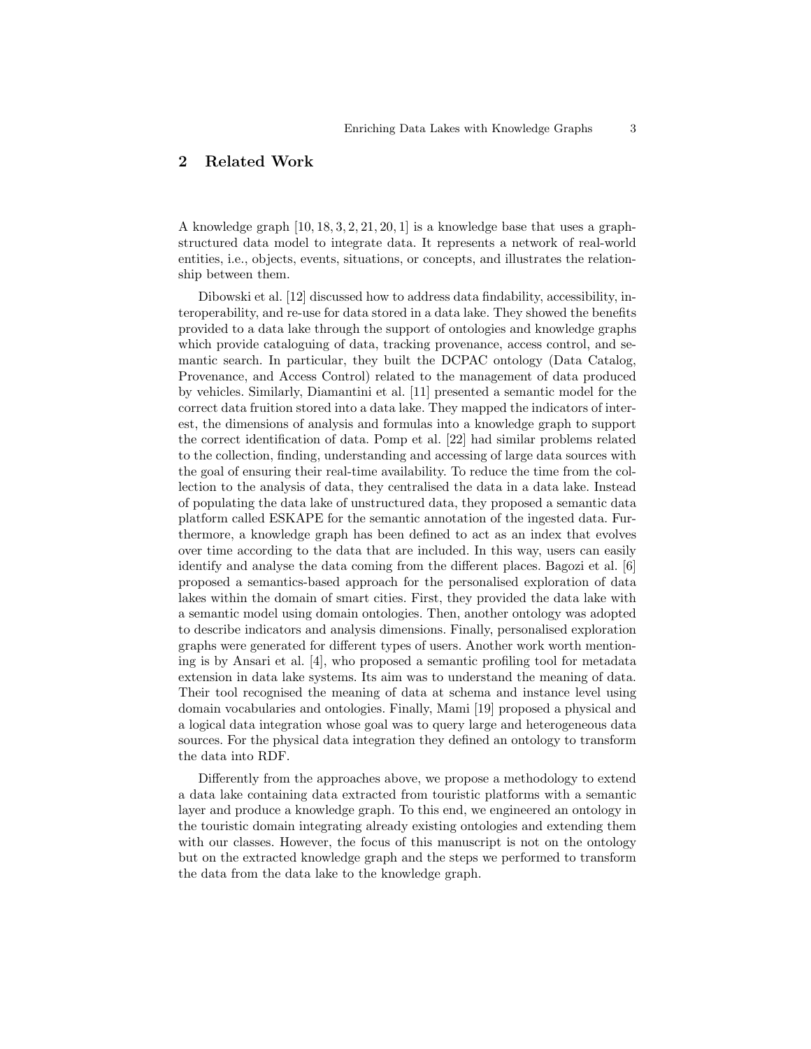## 2 Related Work

A knowledge graph [10, 18, 3, 2, 21, 20, 1] is a knowledge base that uses a graph-structured data model to integrate data. It represents a network of real-world entities, i.e., objects, events, situations, or concepts, and illustrates the relationship between them.

Dibowski et al. [12] discussed how to address data findability, accessibility, interoperability, and re-use for data stored in a data lake. They showed the benefits provided to a data lake through the support of ontologies and knowledge graphs which provide cataloguing of data, tracking provenance, access control, and semantic search. In particular, they built the DCPAC ontology (Data Catalog, Provenance, and Access Control) related to the management of data produced by vehicles. Similarly, Diamantini et al. [11] presented a semantic model for the correct data fruition stored into a data lake. They mapped the indicators of interest, the dimensions of analysis and formulas into a knowledge graph to support the correct identification of data. Pomp et al. [22] had similar problems related to the collection, finding, understanding and accessing of large data sources with the goal of ensuring their real-time availability. To reduce the time from the collection to the analysis of data, they centralised the data in a data lake. Instead of populating the data lake of unstructured data, they proposed a semantic data platform called ESKAPE for the semantic annotation of the ingested data. Furthermore, a knowledge graph has been defined to act as an index that evolves over time according to the data that are included. In this way, users can easily identify and analyse the data coming from the different places. Bagozi et al. [6] proposed a semantics-based approach for the personalised exploration of data lakes within the domain of smart cities. First, they provided the data lake with a semantic model using domain ontologies. Then, another ontology was adopted to describe indicators and analysis dimensions. Finally, personalised exploration graphs were generated for different types of users. Another work worth mentioning is by Ansari et al. [4], who proposed a semantic profiling tool for metadata extension in data lake systems. Its aim was to understand the meaning of data. Their tool recognised the meaning of data at schema and instance level using domain vocabularies and ontologies. Finally, Mami [19] proposed a physical and a logical data integration whose goal was to query large and heterogeneous data sources. For the physical data integration they defined an ontology to transform the data into RDF.

Differently from the approaches above, we propose a methodology to extend a data lake containing data extracted from touristic platforms with a semantic layer and produce a knowledge graph. To this end, we engineered an ontology in the touristic domain integrating already existing ontologies and extending them with our classes. However, the focus of this manuscript is not on the ontology but on the extracted knowledge graph and the steps we performed to transform the data from the data lake to the knowledge graph.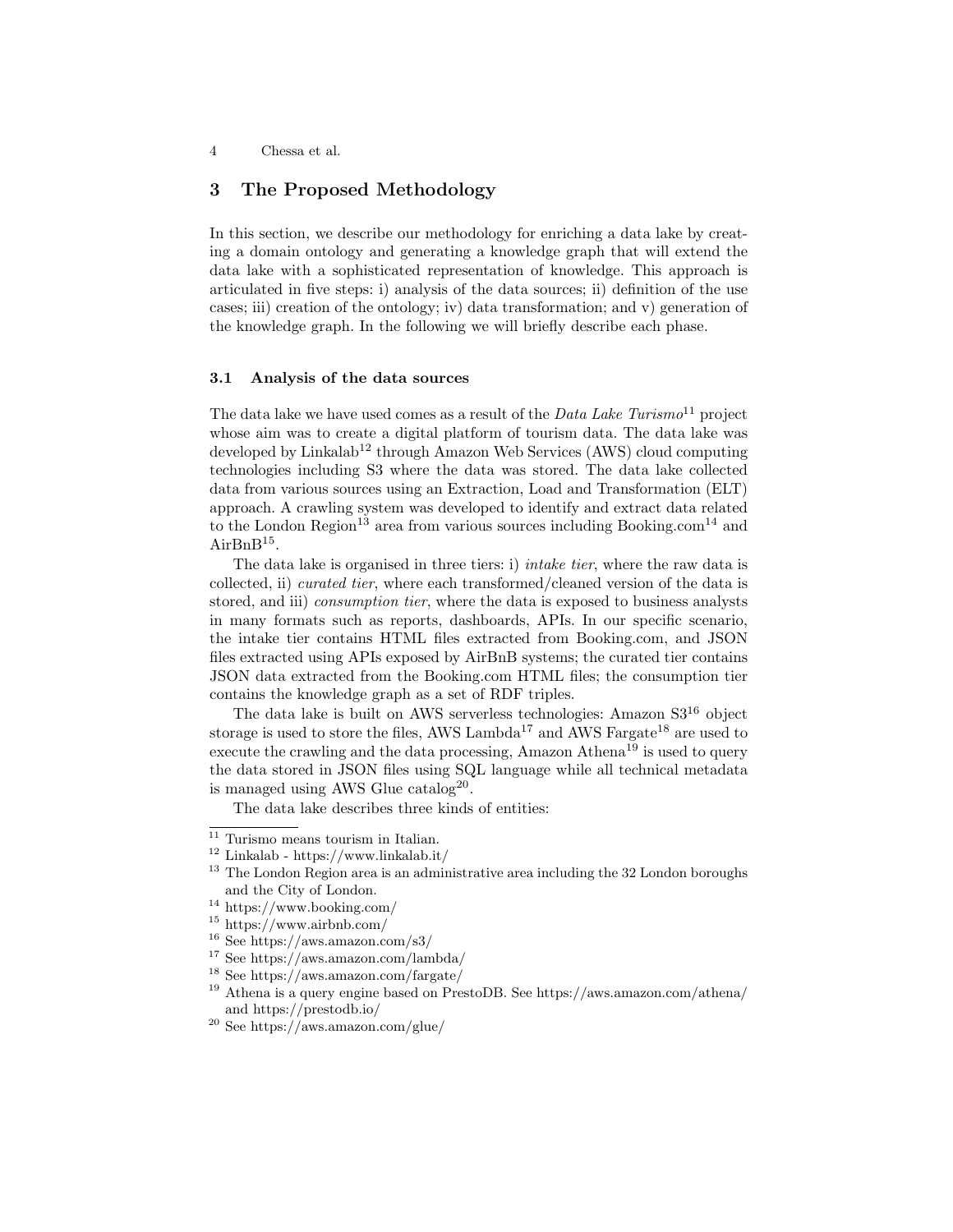## 3 The Proposed Methodology

In this section, we describe our methodology for enriching a data lake by creating a domain ontology and generating a knowledge graph that will extend the data lake with a sophisticated representation of knowledge. This approach is articulated in five steps: i) analysis of the data sources; ii) definition of the use cases; iii) creation of the ontology; iv) data transformation; and v) generation of the knowledge graph. In the following we will briefly describe each phase.

### 3.1 Analysis of the data sources

The data lake we have used comes as a result of the *Data Lake Turismo*[11] project whose aim was to create a digital platform of tourism data. The data lake was developed by Linkalab[12] through Amazon Web Services (AWS) cloud computing technologies including S3 where the data was stored. The data lake collected data from various sources using an Extraction, Load and Transformation (ELT) approach. A crawling system was developed to identify and extract data related to the London Region[13] area from various sources including Booking.com[14] and AirBnB[15].

The data lake is organised in three tiers: i) *intake tier*, where the raw data is collected, ii) *curated tier*, where each transformed/cleaned version of the data is stored, and iii) *consumption tier*, where the data is exposed to business analysts in many formats such as reports, dashboards, APIs. In our specific scenario, the intake tier contains HTML files extracted from Booking.com, and JSON files extracted using APIs exposed by AirBnB systems; the curated tier contains JSON data extracted from the Booking.com HTML files; the consumption tier contains the knowledge graph as a set of RDF triples.

The data lake is built on AWS serverless technologies: Amazon S3[16] object storage is used to store the files, AWS Lambda[17] and AWS Fargate[18] are used to execute the crawling and the data processing, Amazon Athena[19] is used to query the data stored in JSON files using SQL language while all technical metadata is managed using AWS Glue catalog[20].

The data lake describes three kinds of entities:

---

[11] Turismo means tourism in Italian.

[12] Linkalab - https://www.linkalab.it/

[13] The London Region area is an administrative area including the 32 London boroughs and the City of London.

[14] https://www.booking.com/

[15] https://www.airbnb.com/

[16] See https://aws.amazon.com/s3/

[17] See https://aws.amazon.com/lambda/

[18] See https://aws.amazon.com/fargate/

[19] Athena is a query engine based on PrestoDB. See https://aws.amazon.com/athena/ and https://prestodb.io/

[20] See https://aws.amazon.com/glue/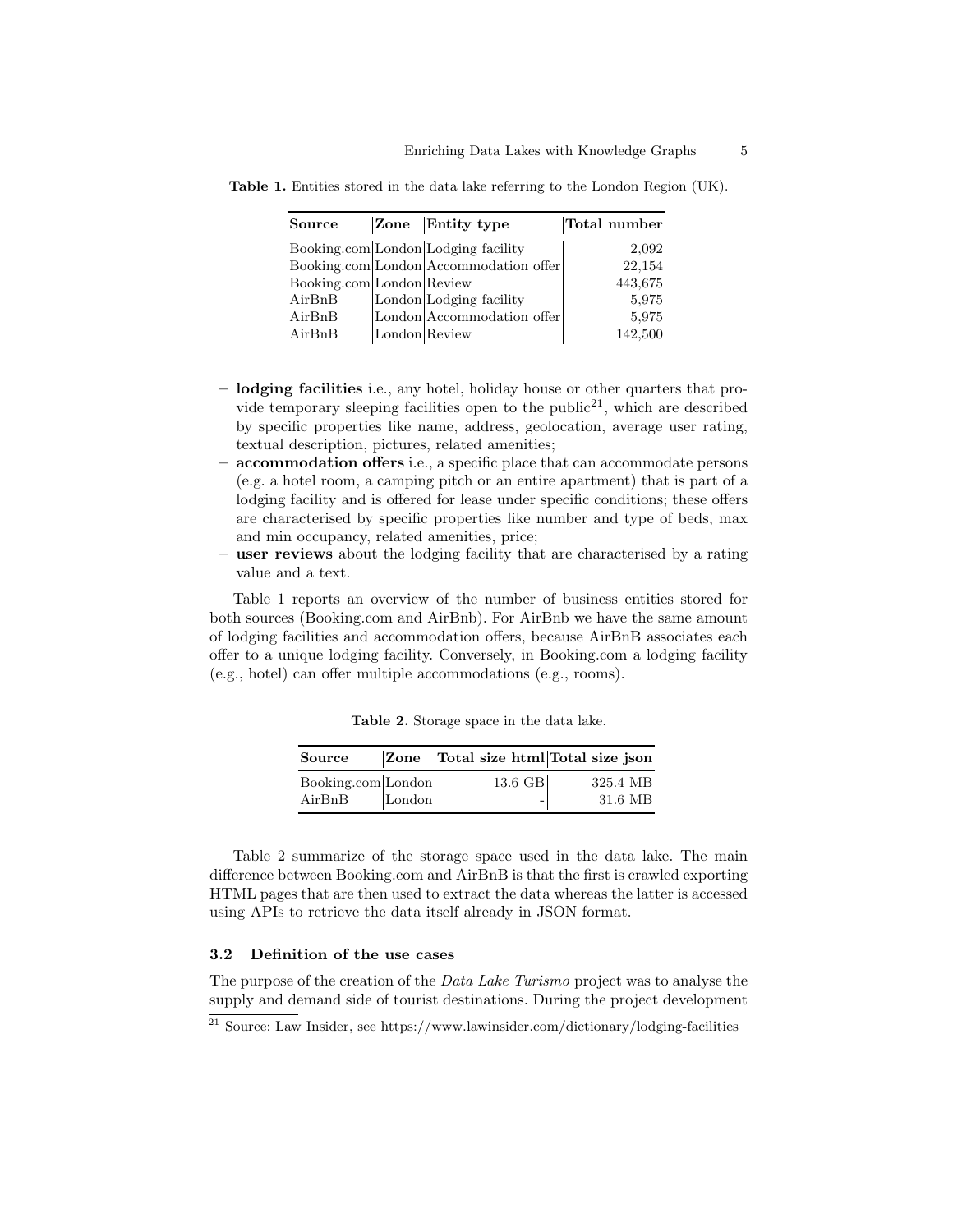Table 1. Entities stored in the data lake referring to the London Region (UK).

| Source | Zone | Entity type | Total number |
| --- | --- | --- | --- |
| Booking.com | London | Lodging facility | 2,092 |
| Booking.com | London | Accommodation offer | 22,154 |
| Booking.com | London | Review | 443,675 |
| AirBnB | London | Lodging facility | 5,975 |
| AirBnB | London | Accommodation offer | 5,975 |
| AirBnB | London | Review | 142,500 |

- **lodging facilities** i.e., any hotel, holiday house or other quarters that provide temporary sleeping facilities open to the public[21], which are described by specific properties like name, address, geolocation, average user rating, textual description, pictures, related amenities;
- **accommodation offers** i.e., a specific place that can accommodate persons (e.g. a hotel room, a camping pitch or an entire apartment) that is part of a lodging facility and is offered for lease under specific conditions; these offers are characterised by specific properties like number and type of beds, max and min occupancy, related amenities, price;
- **user reviews** about the lodging facility that are characterised by a rating value and a text.

Table 1 reports an overview of the number of business entities stored for both sources (Booking.com and AirBnb). For AirBnb we have the same amount of lodging facilities and accommodation offers, because AirBnB associates each offer to a unique lodging facility. Conversely, in Booking.com a lodging facility (e.g., hotel) can offer multiple accommodations (e.g., rooms).

Table 2. Storage space in the data lake.

| Source | Zone | Total size html | Total size json |
| --- | --- | --- | --- |
| Booking.com | London | 13.6 GB | 325.4 MB |
| AirBnB | London | - | 31.6 MB |

Table 2 summarize of the storage space used in the data lake. The main difference between Booking.com and AirBnB is that the first is crawled exporting HTML pages that are then used to extract the data whereas the latter is accessed using APIs to retrieve the data itself already in JSON format.

### 3.2 Definition of the use cases

The purpose of the creation of the *Data Lake Turismo* project was to analyse the supply and demand side of tourist destinations. During the project development

[21] Source: Law Insider, see https://www.lawinsider.com/dictionary/lodging-facilities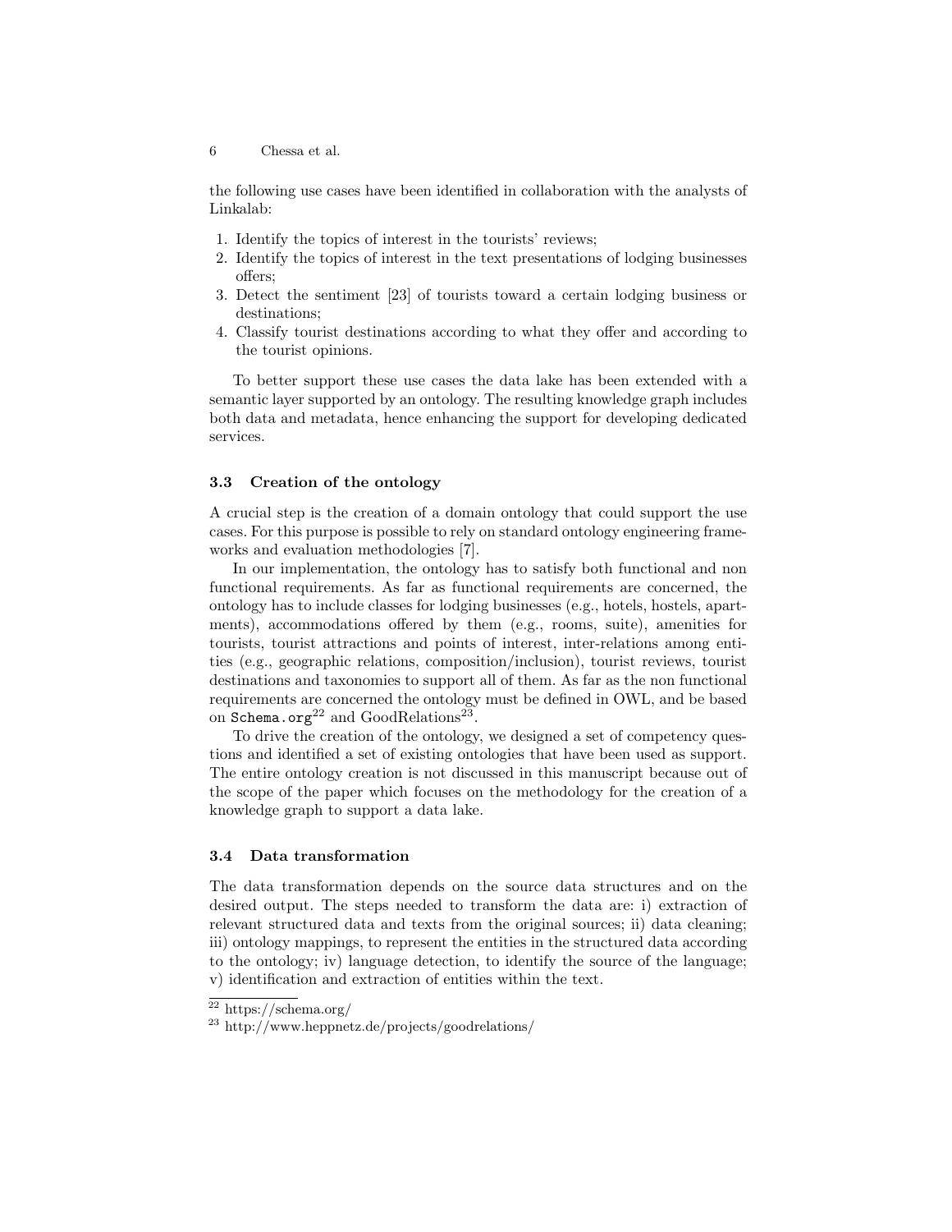the following use cases have been identified in collaboration with the analysts of Linkalab:

1. Identify the topics of interest in the tourists' reviews;
2. Identify the topics of interest in the text presentations of lodging businesses offers;
3. Detect the sentiment [23] of tourists toward a certain lodging business or destinations;
4. Classify tourist destinations according to what they offer and according to the tourist opinions.

To better support these use cases the data lake has been extended with a semantic layer supported by an ontology. The resulting knowledge graph includes both data and metadata, hence enhancing the support for developing dedicated services.

### 3.3 Creation of the ontology

A crucial step is the creation of a domain ontology that could support the use cases. For this purpose is possible to rely on standard ontology engineering frameworks and evaluation methodologies [7].

In our implementation, the ontology has to satisfy both functional and non functional requirements. As far as functional requirements are concerned, the ontology has to include classes for lodging businesses (e.g., hotels, hostels, apartments), accommodations offered by them (e.g., rooms, suite), amenities for tourists, tourist attractions and points of interest, inter-relations among entities (e.g., geographic relations, composition/inclusion), tourist reviews, tourist destinations and taxonomies to support all of them. As far as the non functional requirements are concerned the ontology must be defined in OWL, and be based on `Schema.org`[22] and GoodRelations[23].

To drive the creation of the ontology, we designed a set of competency questions and identified a set of existing ontologies that have been used as support. The entire ontology creation is not discussed in this manuscript because out of the scope of the paper which focuses on the methodology for the creation of a knowledge graph to support a data lake.

### 3.4 Data transformation

The data transformation depends on the source data structures and on the desired output. The steps needed to transform the data are: i) extraction of relevant structured data and texts from the original sources; ii) data cleaning; iii) ontology mappings, to represent the entities in the structured data according to the ontology; iv) language detection, to identify the source of the language; v) identification and extraction of entities within the text.

[22] https://schema.org/

[23] http://www.heppnetz.de/projects/goodrelations/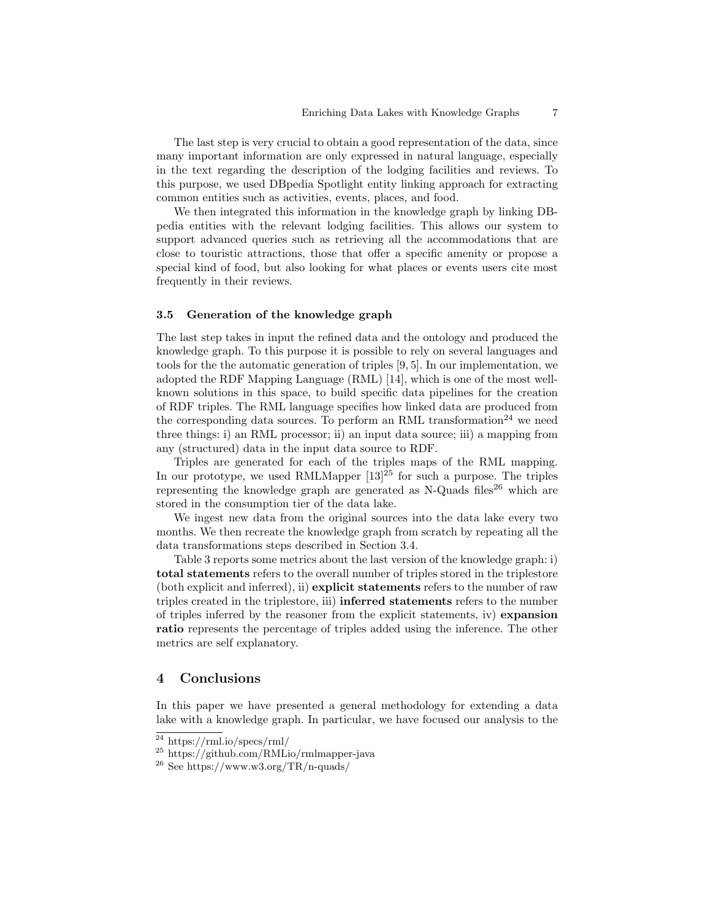The last step is very crucial to obtain a good representation of the data, since many important information are only expressed in natural language, especially in the text regarding the description of the lodging facilities and reviews. To this purpose, we used DBpedia Spotlight entity linking approach for extracting common entities such as activities, events, places, and food.

We then integrated this information in the knowledge graph by linking DBpedia entities with the relevant lodging facilities. This allows our system to support advanced queries such as retrieving all the accommodations that are close to touristic attractions, those that offer a specific amenity or propose a special kind of food, but also looking for what places or events users cite most frequently in their reviews.

### 3.5 Generation of the knowledge graph

The last step takes in input the refined data and the ontology and produced the knowledge graph. To this purpose it is possible to rely on several languages and tools for the the automatic generation of triples [9, 5]. In our implementation, we adopted the RDF Mapping Language (RML) [14], which is one of the most well-known solutions in this space, to build specific data pipelines for the creation of RDF triples. The RML language specifies how linked data are produced from the corresponding data sources. To perform an RML transformation[24] we need three things: i) an RML processor; ii) an input data source; iii) a mapping from any (structured) data in the input data source to RDF.

Triples are generated for each of the triples maps of the RML mapping. In our prototype, we used RMLMapper [13][25] for such a purpose. The triples representing the knowledge graph are generated as N-Quads files[26] which are stored in the consumption tier of the data lake.

We ingest new data from the original sources into the data lake every two months. We then recreate the knowledge graph from scratch by repeating all the data transformations steps described in Section 3.4.

Table 3 reports some metrics about the last version of the knowledge graph: i) **total statements** refers to the overall number of triples stored in the triplestore (both explicit and inferred), ii) **explicit statements** refers to the number of raw triples created in the triplestore, iii) **inferred statements** refers to the number of triples inferred by the reasoner from the explicit statements, iv) **expansion ratio** represents the percentage of triples added using the inference. The other metrics are self explanatory.

## 4 Conclusions

In this paper we have presented a general methodology for extending a data lake with a knowledge graph. In particular, we have focused our analysis to the

[24] https://rml.io/specs/rml/

[25] https://github.com/RMLio/rmlmapper-java

[26] See https://www.w3.org/TR/n-quads/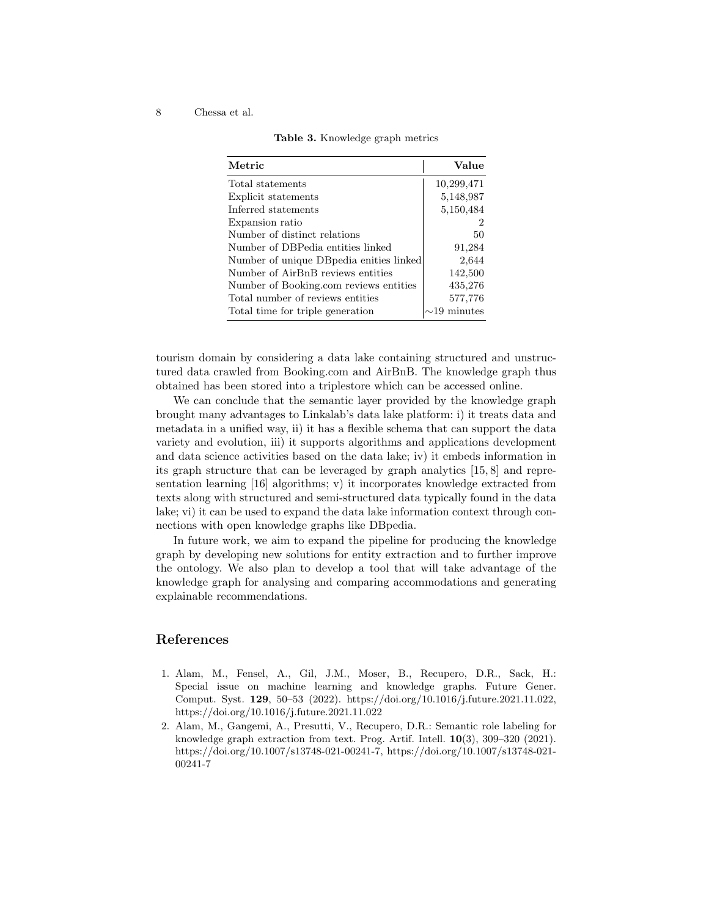**Table 3.** Knowledge graph metrics

| Metric | Value |
|---|---|
| Total statements | 10,299,471 |
| Explicit statements | 5,148,987 |
| Inferred statements | 5,150,484 |
| Expansion ratio | 2 |
| Number of distinct relations | 50 |
| Number of DBPedia entities linked | 91,284 |
| Number of unique DBpedia enities linked | 2,644 |
| Number of AirBnB reviews entities | 142,500 |
| Number of Booking.com reviews entities | 435,276 |
| Total number of reviews entities | 577,776 |
| Total time for triple generation | ∼19 minutes |

tourism domain by considering a data lake containing structured and unstructured data crawled from Booking.com and AirBnB. The knowledge graph thus obtained has been stored into a triplestore which can be accessed online.

We can conclude that the semantic layer provided by the knowledge graph brought many advantages to Linkalab's data lake platform: i) it treats data and metadata in a unified way, ii) it has a flexible schema that can support the data variety and evolution, iii) it supports algorithms and applications development and data science activities based on the data lake; iv) it embeds information in its graph structure that can be leveraged by graph analytics [15, 8] and representation learning [16] algorithms; v) it incorporates knowledge extracted from texts along with structured and semi-structured data typically found in the data lake; vi) it can be used to expand the data lake information context through connections with open knowledge graphs like DBpedia.

In future work, we aim to expand the pipeline for producing the knowledge graph by developing new solutions for entity extraction and to further improve the ontology. We also plan to develop a tool that will take advantage of the knowledge graph for analysing and comparing accommodations and generating explainable recommendations.

## References

1. Alam, M., Fensel, A., Gil, J.M., Moser, B., Recupero, D.R., Sack, H.: Special issue on machine learning and knowledge graphs. Future Gener. Comput. Syst. **129**, 50–53 (2022). https://doi.org/10.1016/j.future.2021.11.022, https://doi.org/10.1016/j.future.2021.11.022
2. Alam, M., Gangemi, A., Presutti, V., Recupero, D.R.: Semantic role labeling for knowledge graph extraction from text. Prog. Artif. Intell. **10**(3), 309–320 (2021). https://doi.org/10.1007/s13748-021-00241-7, https://doi.org/10.1007/s13748-021-00241-7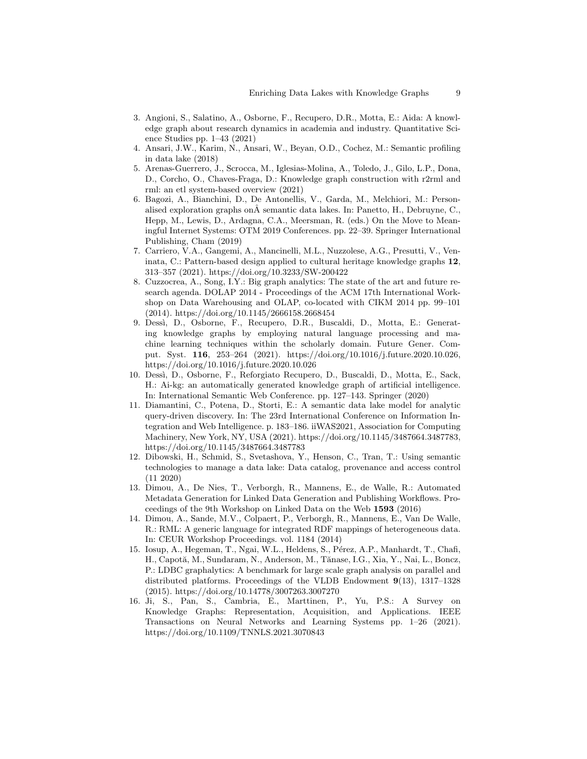3. Angioni, S., Salatino, A., Osborne, F., Recupero, D.R., Motta, E.: Aida: A knowledge graph about research dynamics in academia and industry. Quantitative Science Studies pp. 1–43 (2021)
4. Ansari, J.W., Karim, N., Ansari, W., Beyan, O.D., Cochez, M.: Semantic profiling in data lake (2018)
5. Arenas-Guerrero, J., Scrocca, M., Iglesias-Molina, A., Toledo, J., Gilo, L.P., Dona, D., Corcho, O., Chaves-Fraga, D.: Knowledge graph construction with r2rml and rml: an etl system-based overview (2021)
6. Bagozi, A., Bianchini, D., De Antonellis, V., Garda, M., Melchiori, M.: Personalised exploration graphs onÂ semantic data lakes. In: Panetto, H., Debruyne, C., Hepp, M., Lewis, D., Ardagna, C.A., Meersman, R. (eds.) On the Move to Meaningful Internet Systems: OTM 2019 Conferences. pp. 22–39. Springer International Publishing, Cham (2019)
7. Carriero, V.A., Gangemi, A., Mancinelli, M.L., Nuzzolese, A.G., Presutti, V., Veninata, C.: Pattern-based design applied to cultural heritage knowledge graphs **12**, 313–357 (2021). https://doi.org/10.3233/SW-200422
8. Cuzzocrea, A., Song, I.Y.: Big graph analytics: The state of the art and future research agenda. DOLAP 2014 - Proceedings of the ACM 17th International Workshop on Data Warehousing and OLAP, co-located with CIKM 2014 pp. 99–101 (2014). https://doi.org/10.1145/2666158.2668454
9. Dessì, D., Osborne, F., Recupero, D.R., Buscaldi, D., Motta, E.: Generating knowledge graphs by employing natural language processing and machine learning techniques within the scholarly domain. Future Gener. Comput. Syst. **116**, 253–264 (2021). https://doi.org/10.1016/j.future.2020.10.026, https://doi.org/10.1016/j.future.2020.10.026
10. Dessì, D., Osborne, F., Reforgiato Recupero, D., Buscaldi, D., Motta, E., Sack, H.: Ai-kg: an automatically generated knowledge graph of artificial intelligence. In: International Semantic Web Conference. pp. 127–143. Springer (2020)
11. Diamantini, C., Potena, D., Storti, E.: A semantic data lake model for analytic query-driven discovery. In: The 23rd International Conference on Information Integration and Web Intelligence. p. 183–186. iiWAS2021, Association for Computing Machinery, New York, NY, USA (2021). https://doi.org/10.1145/3487664.3487783, https://doi.org/10.1145/3487664.3487783
12. Dibowski, H., Schmid, S., Svetashova, Y., Henson, C., Tran, T.: Using semantic technologies to manage a data lake: Data catalog, provenance and access control (11 2020)
13. Dimou, A., De Nies, T., Verborgh, R., Mannens, E., de Walle, R.: Automated Metadata Generation for Linked Data Generation and Publishing Workflows. Proceedings of the 9th Workshop on Linked Data on the Web **1593** (2016)
14. Dimou, A., Sande, M.V., Colpaert, P., Verborgh, R., Mannens, E., Van De Walle, R.: RML: A generic language for integrated RDF mappings of heterogeneous data. In: CEUR Workshop Proceedings. vol. 1184 (2014)
15. Iosup, A., Hegeman, T., Ngai, W.L., Heldens, S., Pérez, A.P., Manhardt, T., Chafi, H., Capotă, M., Sundaram, N., Anderson, M., Tănase, I.G., Xia, Y., Nai, L., Boncz, P.: LDBC graphalytics: A benchmark for large scale graph analysis on parallel and distributed platforms. Proceedings of the VLDB Endowment **9**(13), 1317–1328 (2015). https://doi.org/10.14778/3007263.3007270
16. Ji, S., Pan, S., Cambria, E., Marttinen, P., Yu, P.S.: A Survey on Knowledge Graphs: Representation, Acquisition, and Applications. IEEE Transactions on Neural Networks and Learning Systems pp. 1–26 (2021). https://doi.org/10.1109/TNNLS.2021.3070843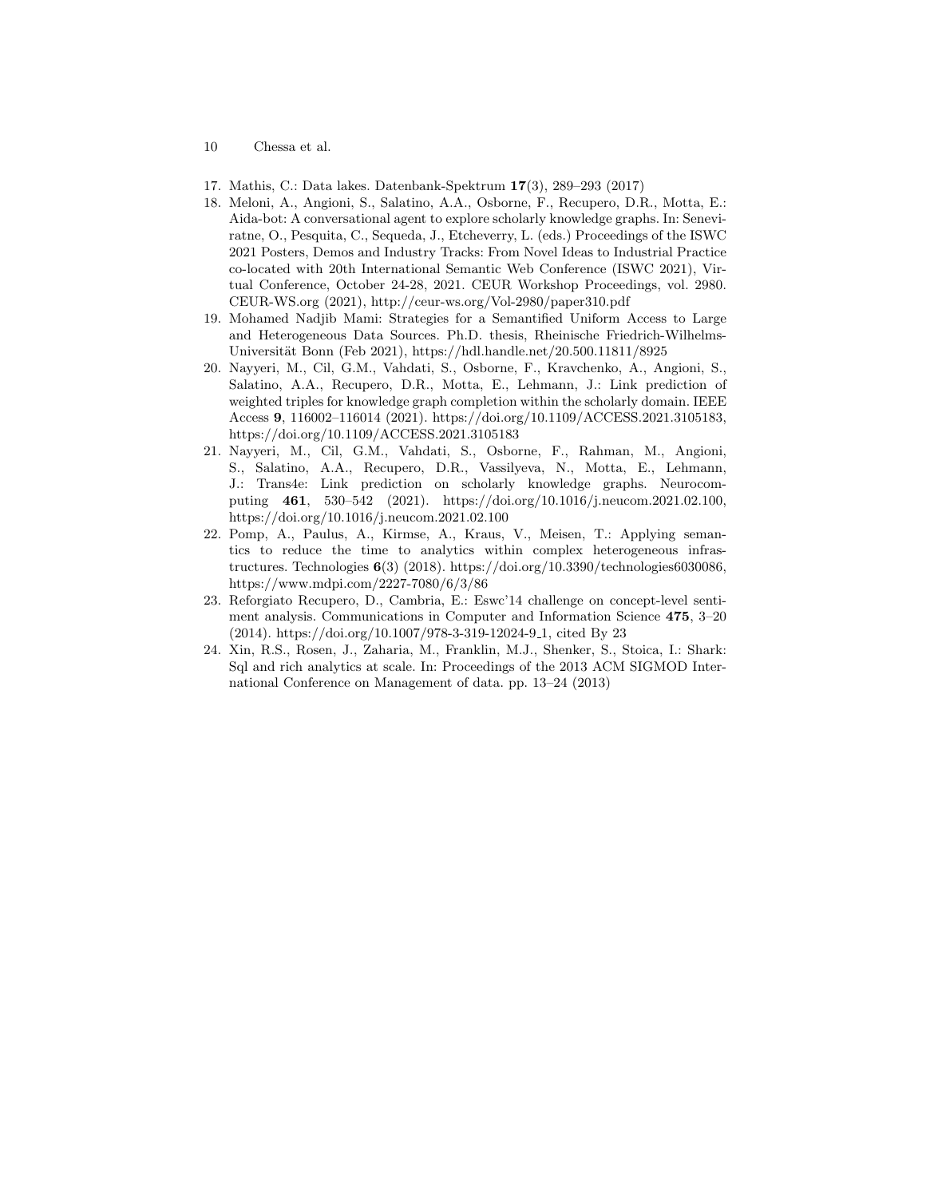17. Mathis, C.: Data lakes. Datenbank-Spektrum **17**(3), 289–293 (2017)
18. Meloni, A., Angioni, S., Salatino, A.A., Osborne, F., Recupero, D.R., Motta, E.: Aida-bot: A conversational agent to explore scholarly knowledge graphs. In: Seneviratne, O., Pesquita, C., Sequeda, J., Etcheverry, L. (eds.) Proceedings of the ISWC 2021 Posters, Demos and Industry Tracks: From Novel Ideas to Industrial Practice co-located with 20th International Semantic Web Conference (ISWC 2021), Virtual Conference, October 24-28, 2021. CEUR Workshop Proceedings, vol. 2980. CEUR-WS.org (2021), http://ceur-ws.org/Vol-2980/paper310.pdf
19. Mohamed Nadjib Mami: Strategies for a Semantified Uniform Access to Large and Heterogeneous Data Sources. Ph.D. thesis, Rheinische Friedrich-Wilhelms-Universität Bonn (Feb 2021), https://hdl.handle.net/20.500.11811/8925
20. Nayyeri, M., Cil, G.M., Vahdati, S., Osborne, F., Kravchenko, A., Angioni, S., Salatino, A.A., Recupero, D.R., Motta, E., Lehmann, J.: Link prediction of weighted triples for knowledge graph completion within the scholarly domain. IEEE Access **9**, 116002–116014 (2021). https://doi.org/10.1109/ACCESS.2021.3105183, https://doi.org/10.1109/ACCESS.2021.3105183
21. Nayyeri, M., Cil, G.M., Vahdati, S., Osborne, F., Rahman, M., Angioni, S., Salatino, A.A., Recupero, D.R., Vassilyeva, N., Motta, E., Lehmann, J.: Trans4e: Link prediction on scholarly knowledge graphs. Neurocomputing **461**, 530–542 (2021). https://doi.org/10.1016/j.neucom.2021.02.100, https://doi.org/10.1016/j.neucom.2021.02.100
22. Pomp, A., Paulus, A., Kirmse, A., Kraus, V., Meisen, T.: Applying semantics to reduce the time to analytics within complex heterogeneous infrastructures. Technologies **6**(3) (2018). https://doi.org/10.3390/technologies6030086, https://www.mdpi.com/2227-7080/6/3/86
23. Reforgiato Recupero, D., Cambria, E.: Eswc'14 challenge on concept-level sentiment analysis. Communications in Computer and Information Science **475**, 3–20 (2014). https://doi.org/10.1007/978-3-319-12024-9_1, cited By 23
24. Xin, R.S., Rosen, J., Zaharia, M., Franklin, M.J., Shenker, S., Stoica, I.: Shark: Sql and rich analytics at scale. In: Proceedings of the 2013 ACM SIGMOD International Conference on Management of data. pp. 13–24 (2013)